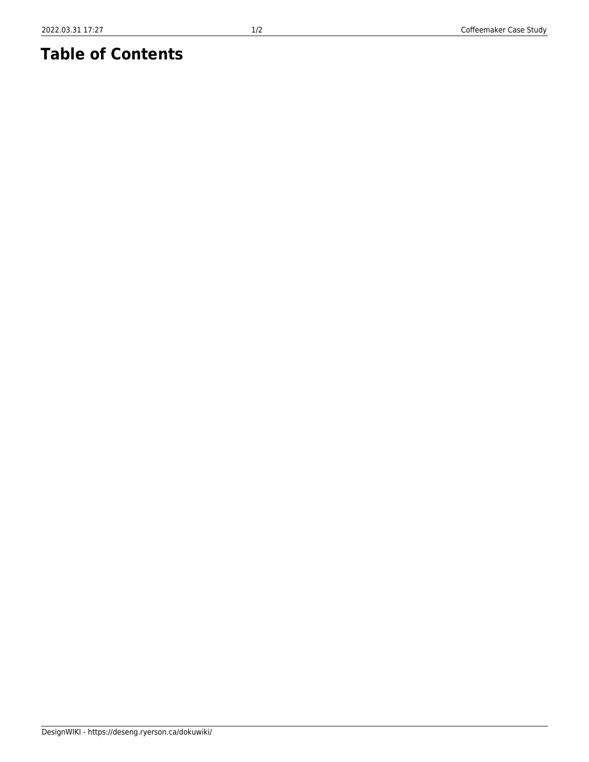# Table of Contents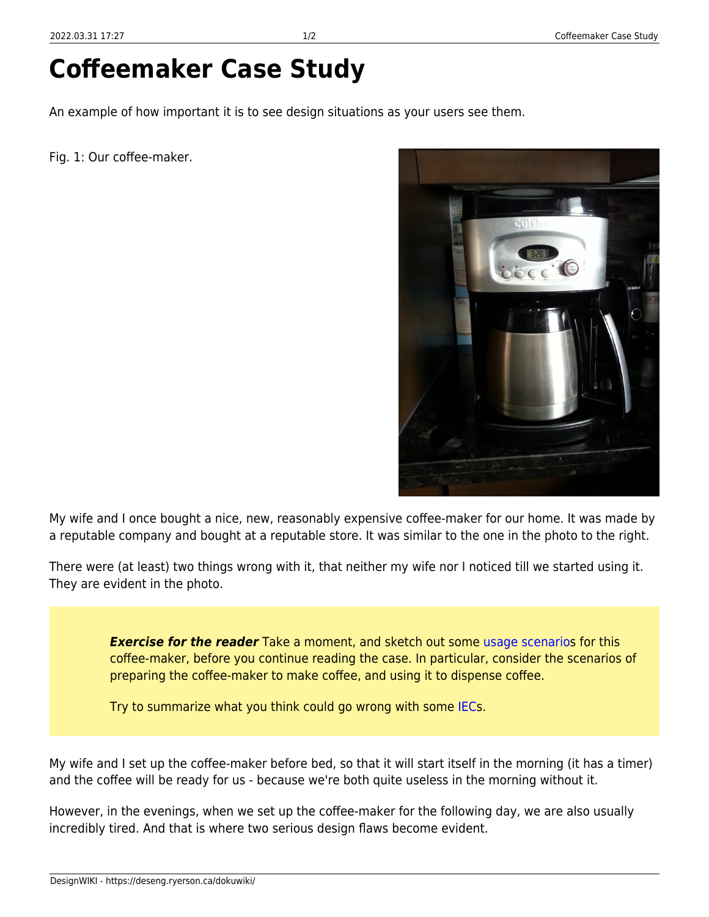# Coffeemaker Case Study

An example of how important it is to see design situations as your users see them.

Fig. 1: Our coffee-maker.

My wife and I once bought a nice, new, reasonably expensive coffee-maker for our home. It was made by a reputable company and bought at a reputable store. It was similar to the one in the photo to the right.

There were (at least) two things wrong with it, that neither my wife nor I noticed till we started using it. They are evident in the photo.

> ***Exercise for the reader*** Take a moment, and sketch out some usage scenarios for this coffee-maker, before you continue reading the case. In particular, consider the scenarios of preparing the coffee-maker to make coffee, and using it to dispense coffee.
>
> Try to summarize what you think could go wrong with some IECs.

My wife and I set up the coffee-maker before bed, so that it will start itself in the morning (it has a timer) and the coffee will be ready for us - because we're both quite useless in the morning without it.

However, in the evenings, when we set up the coffee-maker for the following day, we are also usually incredibly tired. And that is where two serious design flaws become evident.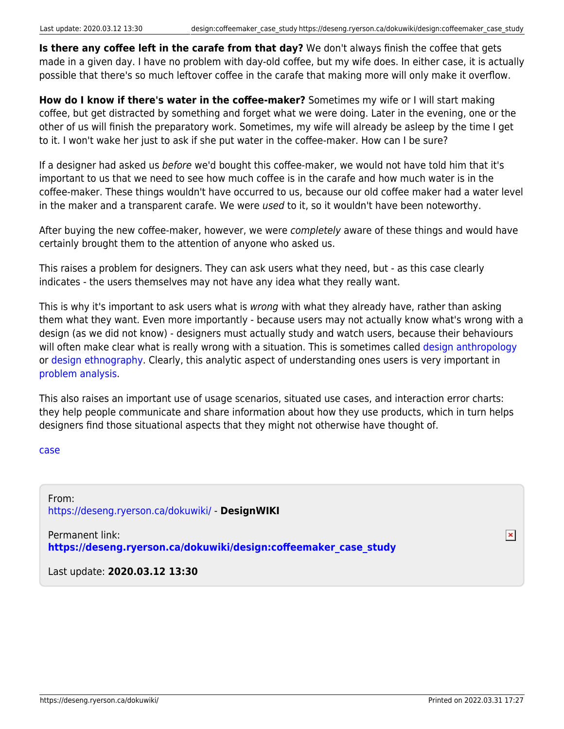**Is there any coffee left in the carafe from that day?** We don't always finish the coffee that gets made in a given day. I have no problem with day-old coffee, but my wife does. In either case, it is actually possible that there's so much leftover coffee in the carafe that making more will only make it overflow.

**How do I know if there's water in the coffee-maker?** Sometimes my wife or I will start making coffee, but get distracted by something and forget what we were doing. Later in the evening, one or the other of us will finish the preparatory work. Sometimes, my wife will already be asleep by the time I get to it. I won't wake her just to ask if she put water in the coffee-maker. How can I be sure?

If a designer had asked us *before* we'd bought this coffee-maker, we would not have told him that it's important to us that we need to see how much coffee is in the carafe and how much water is in the coffee-maker. These things wouldn't have occurred to us, because our old coffee maker had a water level in the maker and a transparent carafe. We were *used* to it, so it wouldn't have been noteworthy.

After buying the new coffee-maker, however, we were *completely* aware of these things and would have certainly brought them to the attention of anyone who asked us.

This raises a problem for designers. They can ask users what they need, but - as this case clearly indicates - the users themselves may not have any idea what they really want.

This is why it's important to ask users what is *wrong* with what they already have, rather than asking them what they want. Even more importantly - because users may not actually know what's wrong with a design (as we did not know) - designers must actually study and watch users, because their behaviours will often make clear what is really wrong with a situation. This is sometimes called design anthropology or design ethnography. Clearly, this analytic aspect of understanding ones users is very important in problem analysis.

This also raises an important use of usage scenarios, situated use cases, and interaction error charts: they help people communicate and share information about how they use products, which in turn helps designers find those situational aspects that they might not otherwise have thought of.

case

From:
https://deseng.ryerson.ca/dokuwiki/ - **DesignWIKI**

Permanent link:
**https://deseng.ryerson.ca/dokuwiki/design:coffeemaker_case_study**

Last update: **2020.03.12 13:30**